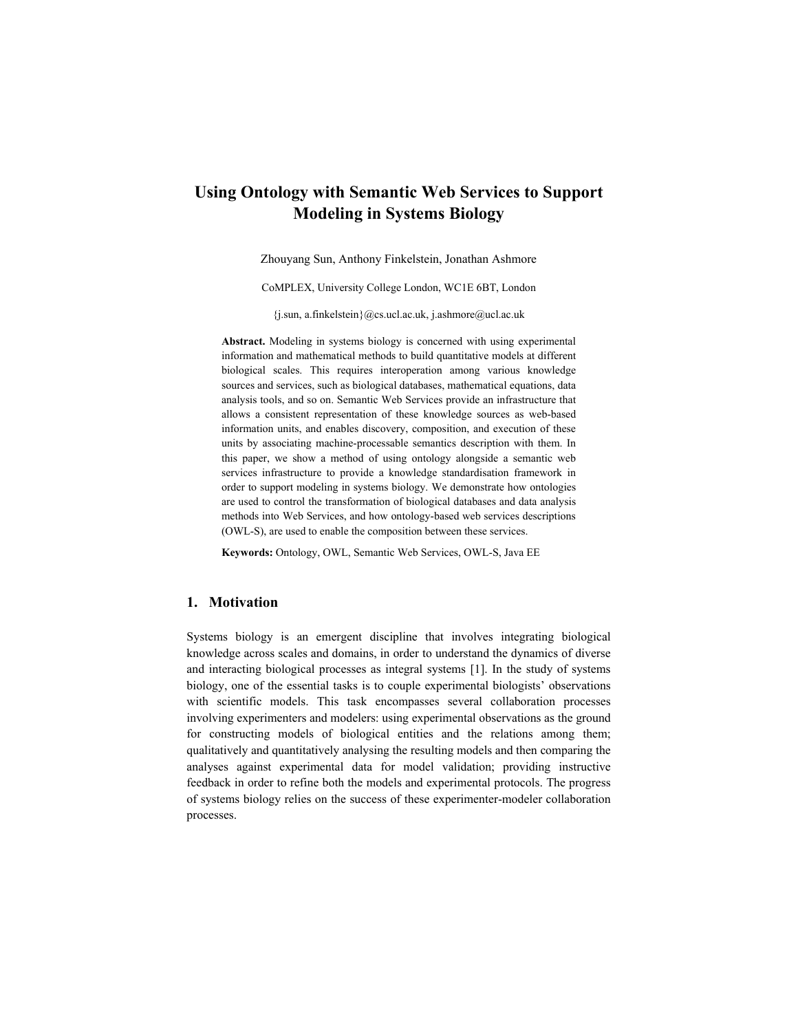# Using Ontology with Semantic Web Services to Support Modeling in Systems Biology

Zhouyang Sun, Anthony Finkelstein, Jonathan Ashmore

CoMPLEX, University College London, WC1E 6BT, London

{j.sun, a.finkelstein}@cs.ucl.ac.uk, j.ashmore@ucl.ac.uk

**Abstract.** Modeling in systems biology is concerned with using experimental information and mathematical methods to build quantitative models at different biological scales. This requires interoperation among various knowledge sources and services, such as biological databases, mathematical equations, data analysis tools, and so on. Semantic Web Services provide an infrastructure that allows a consistent representation of these knowledge sources as web-based information units, and enables discovery, composition, and execution of these units by associating machine-processable semantics description with them. In this paper, we show a method of using ontology alongside a semantic web services infrastructure to provide a knowledge standardisation framework in order to support modeling in systems biology. We demonstrate how ontologies are used to control the transformation of biological databases and data analysis methods into Web Services, and how ontology-based web services descriptions (OWL-S), are used to enable the composition between these services.

**Keywords:** Ontology, OWL, Semantic Web Services, OWL-S, Java EE

## 1. Motivation

Systems biology is an emergent discipline that involves integrating biological knowledge across scales and domains, in order to understand the dynamics of diverse and interacting biological processes as integral systems [1]. In the study of systems biology, one of the essential tasks is to couple experimental biologists' observations with scientific models. This task encompasses several collaboration processes involving experimenters and modelers: using experimental observations as the ground for constructing models of biological entities and the relations among them; qualitatively and quantitatively analysing the resulting models and then comparing the analyses against experimental data for model validation; providing instructive feedback in order to refine both the models and experimental protocols. The progress of systems biology relies on the success of these experimenter-modeler collaboration processes.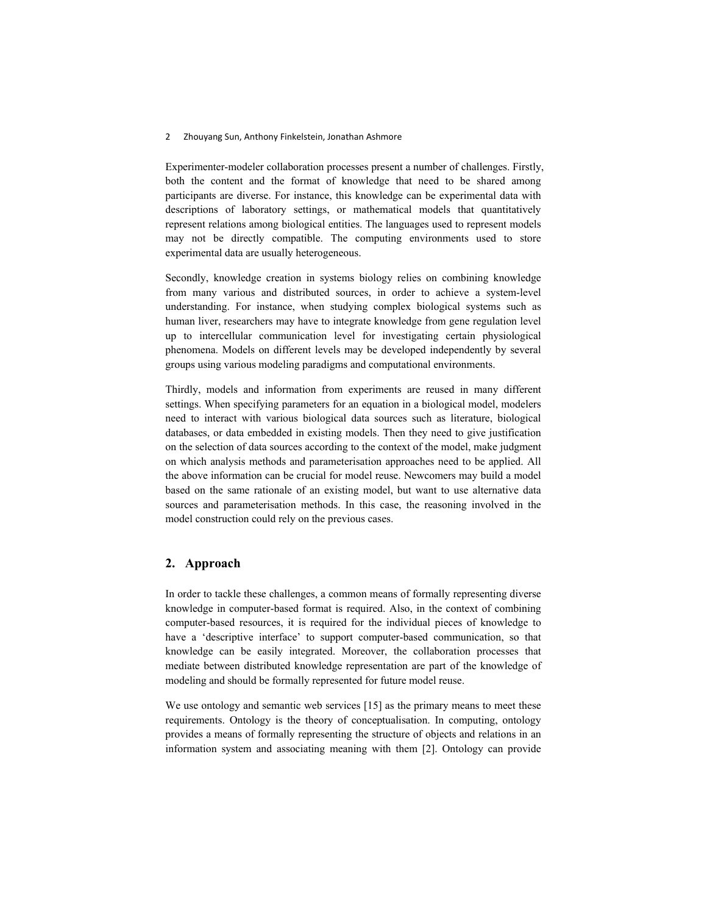Experimenter-modeler collaboration processes present a number of challenges. Firstly, both the content and the format of knowledge that need to be shared among participants are diverse. For instance, this knowledge can be experimental data with descriptions of laboratory settings, or mathematical models that quantitatively represent relations among biological entities. The languages used to represent models may not be directly compatible. The computing environments used to store experimental data are usually heterogeneous.

Secondly, knowledge creation in systems biology relies on combining knowledge from many various and distributed sources, in order to achieve a system-level understanding. For instance, when studying complex biological systems such as human liver, researchers may have to integrate knowledge from gene regulation level up to intercellular communication level for investigating certain physiological phenomena. Models on different levels may be developed independently by several groups using various modeling paradigms and computational environments.

Thirdly, models and information from experiments are reused in many different settings. When specifying parameters for an equation in a biological model, modelers need to interact with various biological data sources such as literature, biological databases, or data embedded in existing models. Then they need to give justification on the selection of data sources according to the context of the model, make judgment on which analysis methods and parameterisation approaches need to be applied. All the above information can be crucial for model reuse. Newcomers may build a model based on the same rationale of an existing model, but want to use alternative data sources and parameterisation methods. In this case, the reasoning involved in the model construction could rely on the previous cases.

## 2. Approach

In order to tackle these challenges, a common means of formally representing diverse knowledge in computer-based format is required. Also, in the context of combining computer-based resources, it is required for the individual pieces of knowledge to have a 'descriptive interface' to support computer-based communication, so that knowledge can be easily integrated. Moreover, the collaboration processes that mediate between distributed knowledge representation are part of the knowledge of modeling and should be formally represented for future model reuse.

We use ontology and semantic web services [15] as the primary means to meet these requirements. Ontology is the theory of conceptualisation. In computing, ontology provides a means of formally representing the structure of objects and relations in an information system and associating meaning with them [2]. Ontology can provide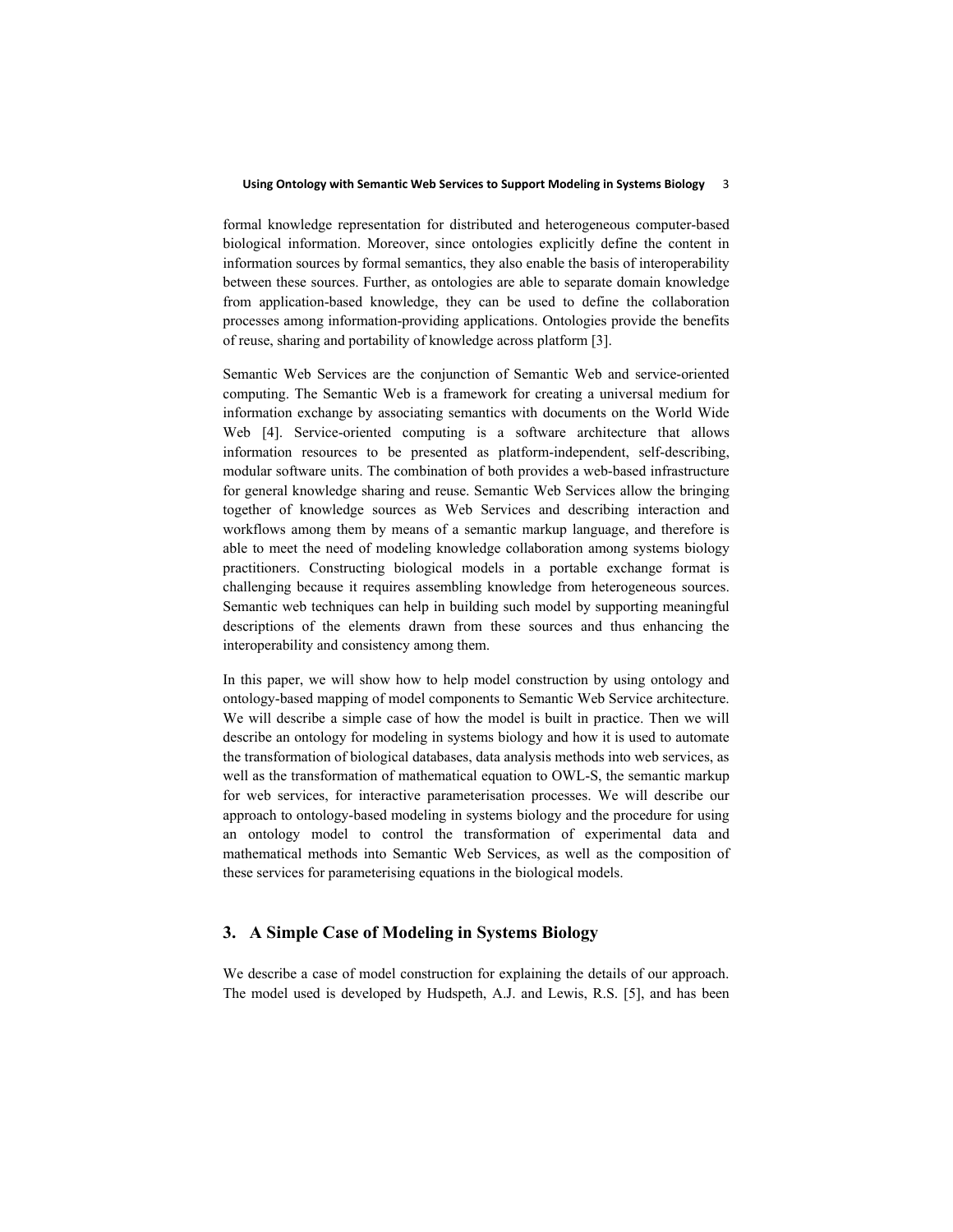formal knowledge representation for distributed and heterogeneous computer-based biological information. Moreover, since ontologies explicitly define the content in information sources by formal semantics, they also enable the basis of interoperability between these sources. Further, as ontologies are able to separate domain knowledge from application-based knowledge, they can be used to define the collaboration processes among information-providing applications. Ontologies provide the benefits of reuse, sharing and portability of knowledge across platform [3].

Semantic Web Services are the conjunction of Semantic Web and service-oriented computing. The Semantic Web is a framework for creating a universal medium for information exchange by associating semantics with documents on the World Wide Web [4]. Service-oriented computing is a software architecture that allows information resources to be presented as platform-independent, self-describing, modular software units. The combination of both provides a web-based infrastructure for general knowledge sharing and reuse. Semantic Web Services allow the bringing together of knowledge sources as Web Services and describing interaction and workflows among them by means of a semantic markup language, and therefore is able to meet the need of modeling knowledge collaboration among systems biology practitioners. Constructing biological models in a portable exchange format is challenging because it requires assembling knowledge from heterogeneous sources. Semantic web techniques can help in building such model by supporting meaningful descriptions of the elements drawn from these sources and thus enhancing the interoperability and consistency among them.

In this paper, we will show how to help model construction by using ontology and ontology-based mapping of model components to Semantic Web Service architecture. We will describe a simple case of how the model is built in practice. Then we will describe an ontology for modeling in systems biology and how it is used to automate the transformation of biological databases, data analysis methods into web services, as well as the transformation of mathematical equation to OWL-S, the semantic markup for web services, for interactive parameterisation processes. We will describe our approach to ontology-based modeling in systems biology and the procedure for using an ontology model to control the transformation of experimental data and mathematical methods into Semantic Web Services, as well as the composition of these services for parameterising equations in the biological models.

## 3. A Simple Case of Modeling in Systems Biology

We describe a case of model construction for explaining the details of our approach. The model used is developed by Hudspeth, A.J. and Lewis, R.S. [5], and has been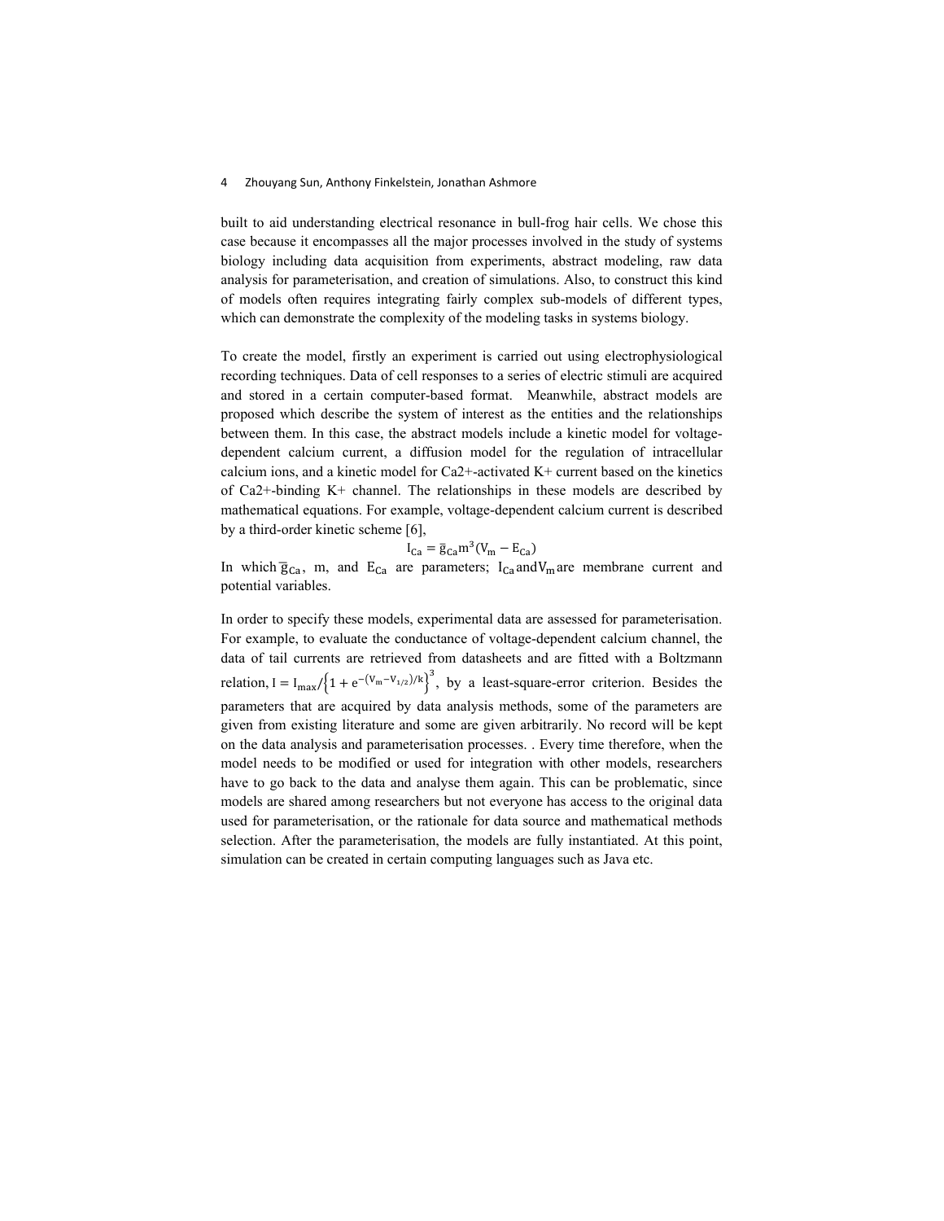built to aid understanding electrical resonance in bull-frog hair cells. We chose this case because it encompasses all the major processes involved in the study of systems biology including data acquisition from experiments, abstract modeling, raw data analysis for parameterisation, and creation of simulations. Also, to construct this kind of models often requires integrating fairly complex sub-models of different types, which can demonstrate the complexity of the modeling tasks in systems biology.

To create the model, firstly an experiment is carried out using electrophysiological recording techniques. Data of cell responses to a series of electric stimuli are acquired and stored in a certain computer-based format. Meanwhile, abstract models are proposed which describe the system of interest as the entities and the relationships between them. In this case, the abstract models include a kinetic model for voltage-dependent calcium current, a diffusion model for the regulation of intracellular calcium ions, and a kinetic model for Ca2+-activated K+ current based on the kinetics of Ca2+-binding K+ channel. The relationships in these models are described by mathematical equations. For example, voltage-dependent calcium current is described by a third-order kinetic scheme [6],

$$I_{Ca} = \bar{g}_{Ca} m^3 (V_m - E_{Ca})$$

In which $\bar{g}_{Ca}$, m, and $E_{Ca}$ are parameters; $I_{Ca}$ and $V_m$ are membrane current and potential variables.

In order to specify these models, experimental data are assessed for parameterisation. For example, to evaluate the conductance of voltage-dependent calcium channel, the data of tail currents are retrieved from datasheets and are fitted with a Boltzmann relation, $I = I_{max} / \left\{1 + e^{-(V_m - V_{1/2})/k}\right\}^3$, by a least-square-error criterion. Besides the parameters that are acquired by data analysis methods, some of the parameters are given from existing literature and some are given arbitrarily. No record will be kept on the data analysis and parameterisation processes. . Every time therefore, when the model needs to be modified or used for integration with other models, researchers have to go back to the data and analyse them again. This can be problematic, since models are shared among researchers but not everyone has access to the original data used for parameterisation, or the rationale for data source and mathematical methods selection. After the parameterisation, the models are fully instantiated. At this point, simulation can be created in certain computing languages such as Java etc.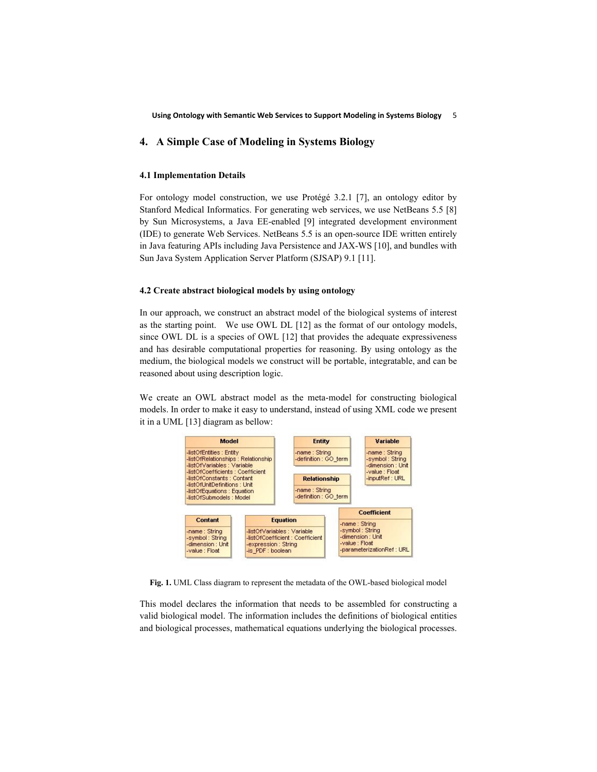## 4. A Simple Case of Modeling in Systems Biology

### 4.1 Implementation Details

For ontology model construction, we use Protégé 3.2.1 [7], an ontology editor by Stanford Medical Informatics. For generating web services, we use NetBeans 5.5 [8] by Sun Microsystems, a Java EE-enabled [9] integrated development environment (IDE) to generate Web Services. NetBeans 5.5 is an open-source IDE written entirely in Java featuring APIs including Java Persistence and JAX-WS [10], and bundles with Sun Java System Application Server Platform (SJSAP) 9.1 [11].

### 4.2 Create abstract biological models by using ontology

In our approach, we construct an abstract model of the biological systems of interest as the starting point. We use OWL DL [12] as the format of our ontology models, since OWL DL is a species of OWL [12] that provides the adequate expressiveness and has desirable computational properties for reasoning. By using ontology as the medium, the biological models we construct will be portable, integratable, and can be reasoned about using description logic.

We create an OWL abstract model as the meta-model for constructing biological models. In order to make it easy to understand, instead of using XML code we present it in a UML [13] diagram as bellow:

**Fig. 1.** UML Class diagram to represent the metadata of the OWL-based biological model

This model declares the information that needs to be assembled for constructing a valid biological model. The information includes the definitions of biological entities and biological processes, mathematical equations underlying the biological processes.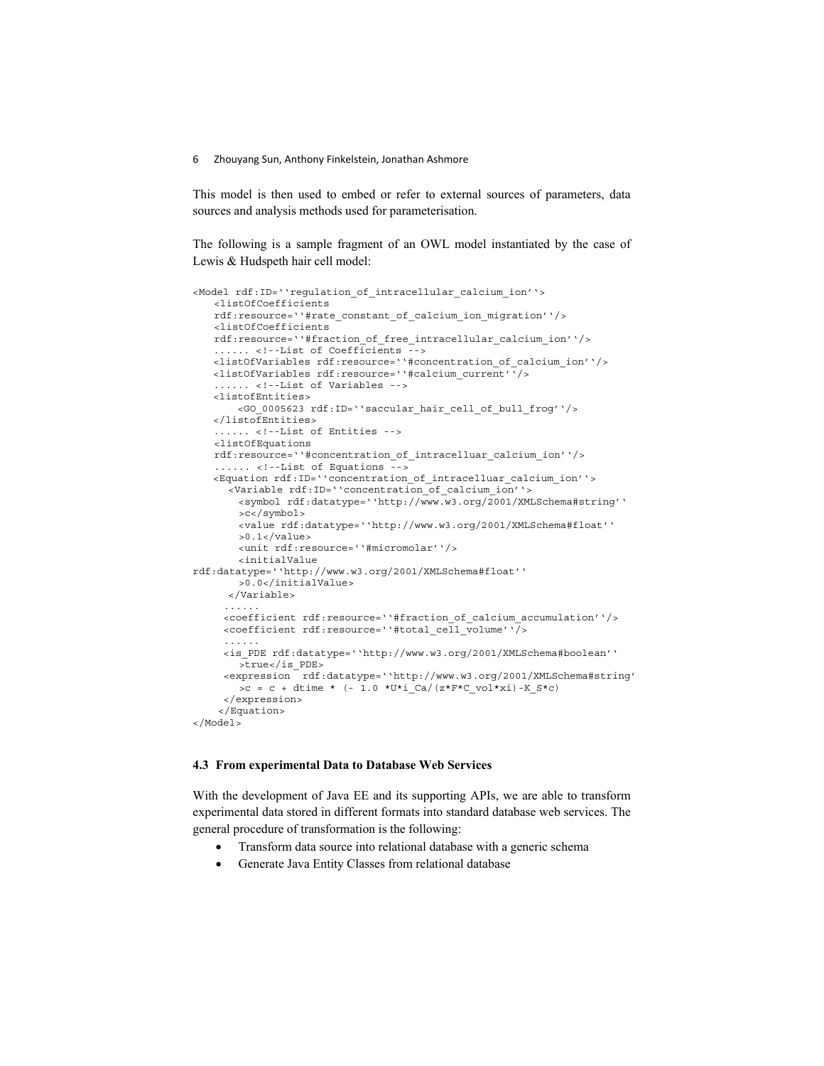This model is then used to embed or refer to external sources of parameters, data sources and analysis methods used for parameterisation.

The following is a sample fragment of an OWL model instantiated by the case of Lewis & Hudspeth hair cell model:

```
<Model rdf:ID=''regulation_of_intracellular_calcium_ion''>
    <listOfCoefficients
    rdf:resource=''#rate_constant_of_calcium_ion_migration''/>
    <listOfCoefficients
    rdf:resource=''#fraction_of_free_intracellular_calcium_ion''/>
    ...... <!--List of Coefficients -->
    <listOfVariables rdf:resource=''#concentration_of_calcium_ion''/>
    <listOfVariables rdf:resource=''#calcium_current''/>
    ...... <!--List of Variables -->
    <listofEntities>
        <GO_0005623 rdf:ID=''saccular_hair_cell_of_bull_frog''/>
    </listofEntities>
    ...... <!--List of Entities -->
    <listOfEquations
    rdf:resource=''#concentration_of_intracelluar_calcium_ion''/>
    ...... <!--List of Equations -->
    <Equation rdf:ID=''concentration_of_intracelluar_calcium_ion''>
      <Variable rdf:ID=''concentration_of_calcium_ion''>
        <symbol rdf:datatype=''http://www.w3.org/2001/XMLSchema#string''
        >c</symbol>
        <value rdf:datatype=''http://www.w3.org/2001/XMLSchema#float''
        >0.1</value>
        <unit rdf:resource=''#micromolar''/>
        <initialValue
rdf:datatype=''http://www.w3.org/2001/XMLSchema#float''
        >0.0</initialValue>
      </Variable>
      ......
      <coefficient rdf:resource=''#fraction_of_calcium_accumulation''/>
      <coefficient rdf:resource=''#total_cell_volume''/>
      ......
      <is_PDE rdf:datatype=''http://www.w3.org/2001/XMLSchema#boolean''
        >true</is_PDE>
      <expression  rdf:datatype=''http://www.w3.org/2001/XMLSchema#string'
        >c = c + dtime * (- 1.0 *U*i_Ca/(z*F*C_vol*xi)-K_S*c)
      </expression>
    </Equation>
</Model>
```

### 4.3 From experimental Data to Database Web Services

With the development of Java EE and its supporting APIs, we are able to transform experimental data stored in different formats into standard database web services. The general procedure of transformation is the following:

- Transform data source into relational database with a generic schema
- Generate Java Entity Classes from relational database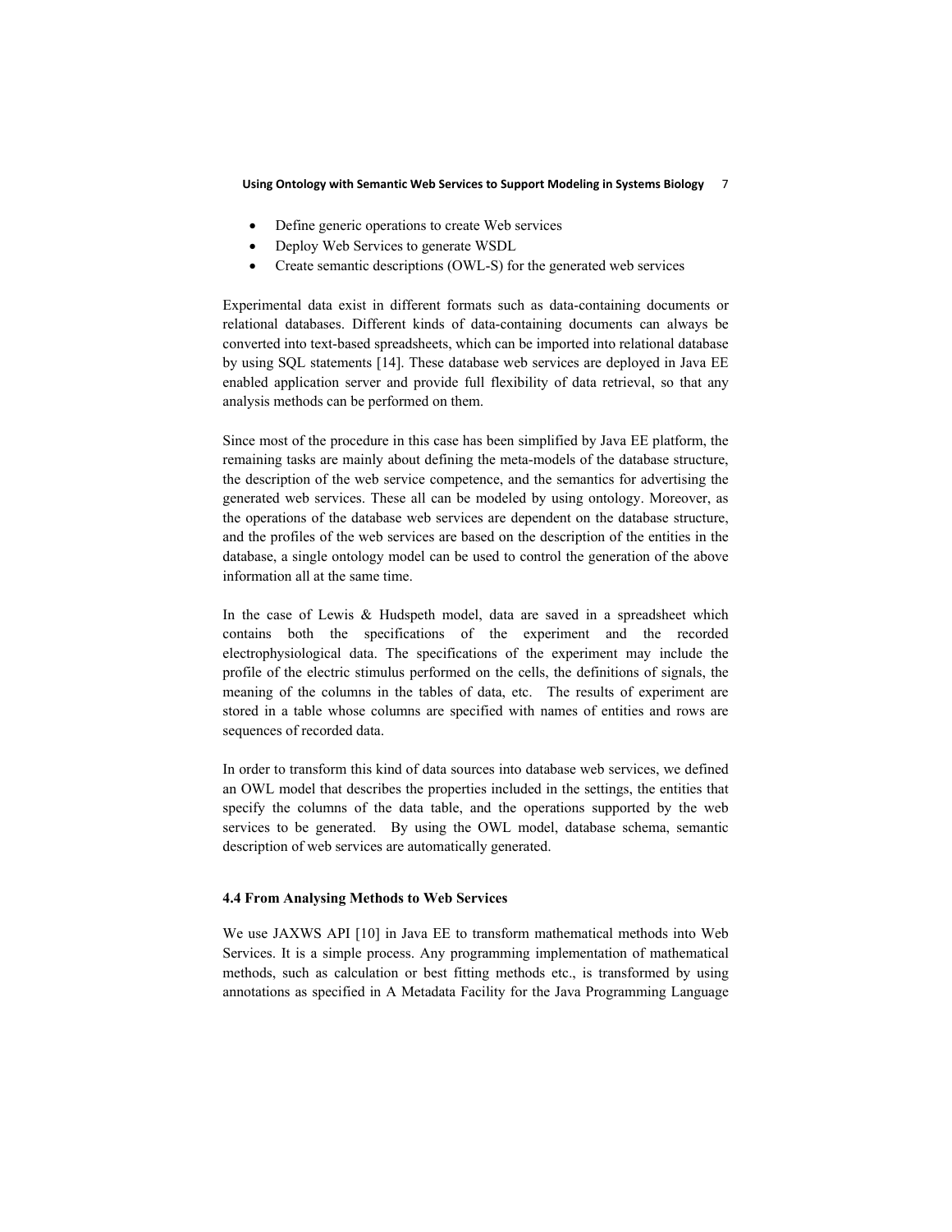- Define generic operations to create Web services
- Deploy Web Services to generate WSDL
- Create semantic descriptions (OWL-S) for the generated web services

Experimental data exist in different formats such as data-containing documents or relational databases. Different kinds of data-containing documents can always be converted into text-based spreadsheets, which can be imported into relational database by using SQL statements [14]. These database web services are deployed in Java EE enabled application server and provide full flexibility of data retrieval, so that any analysis methods can be performed on them.

Since most of the procedure in this case has been simplified by Java EE platform, the remaining tasks are mainly about defining the meta-models of the database structure, the description of the web service competence, and the semantics for advertising the generated web services. These all can be modeled by using ontology. Moreover, as the operations of the database web services are dependent on the database structure, and the profiles of the web services are based on the description of the entities in the database, a single ontology model can be used to control the generation of the above information all at the same time.

In the case of Lewis & Hudspeth model, data are saved in a spreadsheet which contains both the specifications of the experiment and the recorded electrophysiological data. The specifications of the experiment may include the profile of the electric stimulus performed on the cells, the definitions of signals, the meaning of the columns in the tables of data, etc. The results of experiment are stored in a table whose columns are specified with names of entities and rows are sequences of recorded data.

In order to transform this kind of data sources into database web services, we defined an OWL model that describes the properties included in the settings, the entities that specify the columns of the data table, and the operations supported by the web services to be generated. By using the OWL model, database schema, semantic description of web services are automatically generated.

### 4.4 From Analysing Methods to Web Services

We use JAXWS API [10] in Java EE to transform mathematical methods into Web Services. It is a simple process. Any programming implementation of mathematical methods, such as calculation or best fitting methods etc., is transformed by using annotations as specified in A Metadata Facility for the Java Programming Language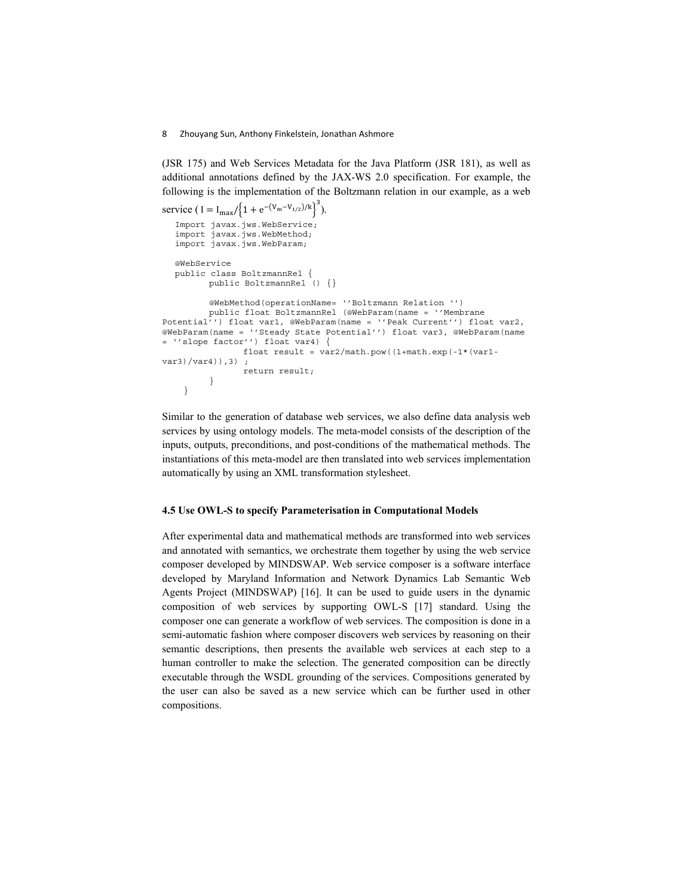(JSR 175) and Web Services Metadata for the Java Platform (JSR 181), as well as additional annotations defined by the JAX-WS 2.0 specification. For example, the following is the implementation of the Boltzmann relation in our example, as a web service ( $I = I_{max}/\left\{1 + e^{-(V_m - V_{1/2})/k}\right\}^3$ ).

```
Import javax.jws.WebService;
import javax.jws.WebMethod;
import javax.jws.WebParam;

@WebService
public class BoltzmannRel {
      public BoltzmannRel () {}

      @WebMethod(operationName= ''Boltzmann Relation '')
      public float BoltzmannRel (@WebParam(name = ''Membrane
Potential'') float var1, @WebParam(name = ''Peak Current'') float var2,
@WebParam(name = ''Steady State Potential'') float var3, @WebParam(name
= ''slope factor'') float var4) {
            float result = var2/math.pow((1+math.exp(-1*(var1-
var3)/var4)),3) ;
            return result;
      }
  }
```

Similar to the generation of database web services, we also define data analysis web services by using ontology models. The meta-model consists of the description of the inputs, outputs, preconditions, and post-conditions of the mathematical methods. The instantiations of this meta-model are then translated into web services implementation automatically by using an XML transformation stylesheet.

### 4.5 Use OWL-S to specify Parameterisation in Computational Models

After experimental data and mathematical methods are transformed into web services and annotated with semantics, we orchestrate them together by using the web service composer developed by MINDSWAP. Web service composer is a software interface developed by Maryland Information and Network Dynamics Lab Semantic Web Agents Project (MINDSWAP) [16]. It can be used to guide users in the dynamic composition of web services by supporting OWL-S [17] standard. Using the composer one can generate a workflow of web services. The composition is done in a semi-automatic fashion where composer discovers web services by reasoning on their semantic descriptions, then presents the available web services at each step to a human controller to make the selection. The generated composition can be directly executable through the WSDL grounding of the services. Compositions generated by the user can also be saved as a new service which can be further used in other compositions.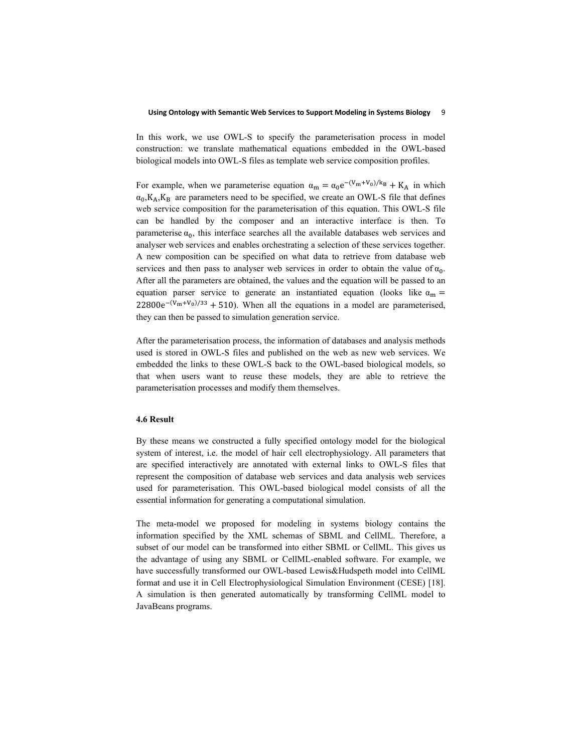In this work, we use OWL-S to specify the parameterisation process in model construction: we translate mathematical equations embedded in the OWL-based biological models into OWL-S files as template web service composition profiles.

For example, when we parameterise equation $\alpha_m = \alpha_0 e^{-(V_m+V_0)/k_B} + K_A$ in which $\alpha_0$,$K_A$,$K_B$ are parameters need to be specified, we create an OWL-S file that defines web service composition for the parameterisation of this equation. This OWL-S file can be handled by the composer and an interactive interface is then. To parameterise $\alpha_0$, this interface searches all the available databases web services and analyser web services and enables orchestrating a selection of these services together. A new composition can be specified on what data to retrieve from database web services and then pass to analyser web services in order to obtain the value of $\alpha_0$. After all the parameters are obtained, the values and the equation will be passed to an equation parser service to generate an instantiated equation (looks like $\alpha_m = 22800e^{-(V_m+V_0)/33} + 510$). When all the equations in a model are parameterised, they can then be passed to simulation generation service.

After the parameterisation process, the information of databases and analysis methods used is stored in OWL-S files and published on the web as new web services. We embedded the links to these OWL-S back to the OWL-based biological models, so that when users want to reuse these models, they are able to retrieve the parameterisation processes and modify them themselves.

### 4.6 Result

By these means we constructed a fully specified ontology model for the biological system of interest, i.e. the model of hair cell electrophysiology. All parameters that are specified interactively are annotated with external links to OWL-S files that represent the composition of database web services and data analysis web services used for parameterisation. This OWL-based biological model consists of all the essential information for generating a computational simulation.

The meta-model we proposed for modeling in systems biology contains the information specified by the XML schemas of SBML and CellML. Therefore, a subset of our model can be transformed into either SBML or CellML. This gives us the advantage of using any SBML or CellML-enabled software. For example, we have successfully transformed our OWL-based Lewis&Hudspeth model into CellML format and use it in Cell Electrophysiological Simulation Environment (CESE) [18]. A simulation is then generated automatically by transforming CellML model to JavaBeans programs.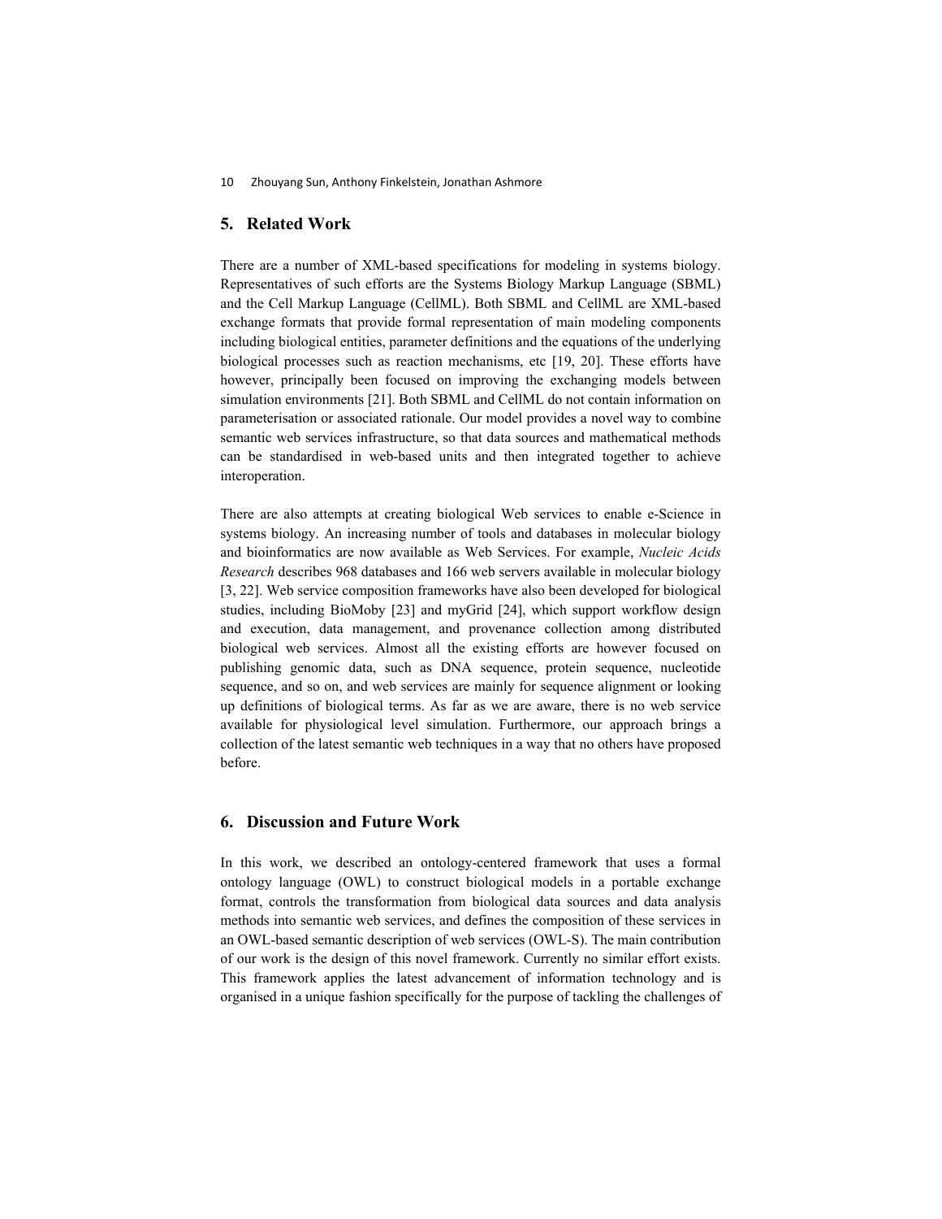## 5. Related Work

There are a number of XML-based specifications for modeling in systems biology. Representatives of such efforts are the Systems Biology Markup Language (SBML) and the Cell Markup Language (CellML). Both SBML and CellML are XML-based exchange formats that provide formal representation of main modeling components including biological entities, parameter definitions and the equations of the underlying biological processes such as reaction mechanisms, etc [19, 20]. These efforts have however, principally been focused on improving the exchanging models between simulation environments [21]. Both SBML and CellML do not contain information on parameterisation or associated rationale. Our model provides a novel way to combine semantic web services infrastructure, so that data sources and mathematical methods can be standardised in web-based units and then integrated together to achieve interoperation.

There are also attempts at creating biological Web services to enable e-Science in systems biology. An increasing number of tools and databases in molecular biology and bioinformatics are now available as Web Services. For example, *Nucleic Acids Research* describes 968 databases and 166 web servers available in molecular biology [3, 22]. Web service composition frameworks have also been developed for biological studies, including BioMoby [23] and myGrid [24], which support workflow design and execution, data management, and provenance collection among distributed biological web services. Almost all the existing efforts are however focused on publishing genomic data, such as DNA sequence, protein sequence, nucleotide sequence, and so on, and web services are mainly for sequence alignment or looking up definitions of biological terms. As far as we are aware, there is no web service available for physiological level simulation. Furthermore, our approach brings a collection of the latest semantic web techniques in a way that no others have proposed before.

## 6. Discussion and Future Work

In this work, we described an ontology-centered framework that uses a formal ontology language (OWL) to construct biological models in a portable exchange format, controls the transformation from biological data sources and data analysis methods into semantic web services, and defines the composition of these services in an OWL-based semantic description of web services (OWL-S). The main contribution of our work is the design of this novel framework. Currently no similar effort exists. This framework applies the latest advancement of information technology and is organised in a unique fashion specifically for the purpose of tackling the challenges of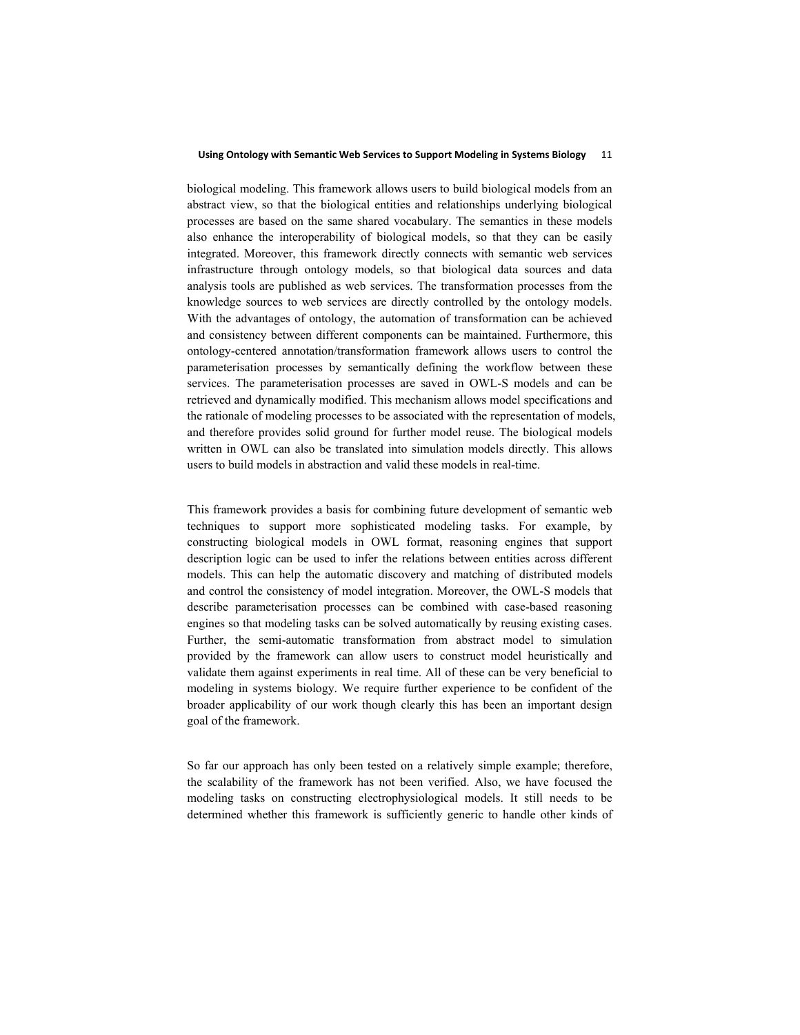biological modeling. This framework allows users to build biological models from an abstract view, so that the biological entities and relationships underlying biological processes are based on the same shared vocabulary. The semantics in these models also enhance the interoperability of biological models, so that they can be easily integrated. Moreover, this framework directly connects with semantic web services infrastructure through ontology models, so that biological data sources and data analysis tools are published as web services. The transformation processes from the knowledge sources to web services are directly controlled by the ontology models. With the advantages of ontology, the automation of transformation can be achieved and consistency between different components can be maintained. Furthermore, this ontology-centered annotation/transformation framework allows users to control the parameterisation processes by semantically defining the workflow between these services. The parameterisation processes are saved in OWL-S models and can be retrieved and dynamically modified. This mechanism allows model specifications and the rationale of modeling processes to be associated with the representation of models, and therefore provides solid ground for further model reuse. The biological models written in OWL can also be translated into simulation models directly. This allows users to build models in abstraction and valid these models in real-time.

This framework provides a basis for combining future development of semantic web techniques to support more sophisticated modeling tasks. For example, by constructing biological models in OWL format, reasoning engines that support description logic can be used to infer the relations between entities across different models. This can help the automatic discovery and matching of distributed models and control the consistency of model integration. Moreover, the OWL-S models that describe parameterisation processes can be combined with case-based reasoning engines so that modeling tasks can be solved automatically by reusing existing cases. Further, the semi-automatic transformation from abstract model to simulation provided by the framework can allow users to construct model heuristically and validate them against experiments in real time. All of these can be very beneficial to modeling in systems biology. We require further experience to be confident of the broader applicability of our work though clearly this has been an important design goal of the framework.

So far our approach has only been tested on a relatively simple example; therefore, the scalability of the framework has not been verified. Also, we have focused the modeling tasks on constructing electrophysiological models. It still needs to be determined whether this framework is sufficiently generic to handle other kinds of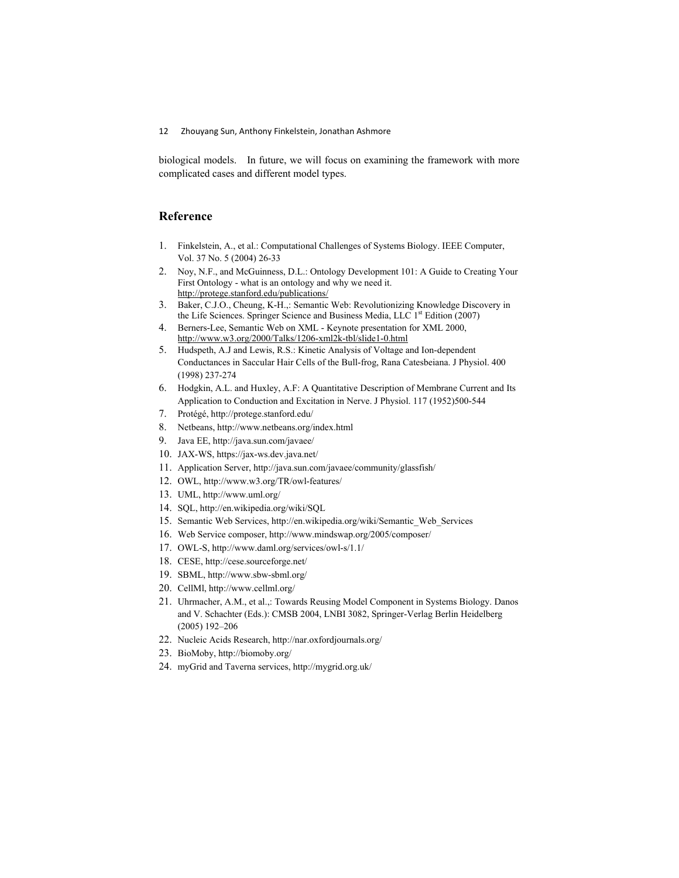biological models. In future, we will focus on examining the framework with more complicated cases and different model types.

## Reference

1. Finkelstein, A., et al.: Computational Challenges of Systems Biology. IEEE Computer, Vol. 37 No. 5 (2004) 26-33
2. Noy, N.F., and McGuinness, D.L.: Ontology Development 101: A Guide to Creating Your First Ontology - what is an ontology and why we need it. http://protege.stanford.edu/publications/
3. Baker, C.J.O., Cheung, K-H.,: Semantic Web: Revolutionizing Knowledge Discovery in the Life Sciences. Springer Science and Business Media, LLC 1st Edition (2007)
4. Berners-Lee, Semantic Web on XML - Keynote presentation for XML 2000, http://www.w3.org/2000/Talks/1206-xml2k-tbl/slide1-0.html
5. Hudspeth, A.J and Lewis, R.S.: Kinetic Analysis of Voltage and Ion-dependent Conductances in Saccular Hair Cells of the Bull-frog, Rana Catesbeiana. J Physiol. 400 (1998) 237-274
6. Hodgkin, A.L. and Huxley, A.F: A Quantitative Description of Membrane Current and Its Application to Conduction and Excitation in Nerve. J Physiol. 117 (1952)500-544
7. Protégé, http://protege.stanford.edu/
8. Netbeans, http://www.netbeans.org/index.html
9. Java EE, http://java.sun.com/javaee/
10. JAX-WS, https://jax-ws.dev.java.net/
11. Application Server, http://java.sun.com/javaee/community/glassfish/
12. OWL, http://www.w3.org/TR/owl-features/
13. UML, http://www.uml.org/
14. SQL, http://en.wikipedia.org/wiki/SQL
15. Semantic Web Services, http://en.wikipedia.org/wiki/Semantic_Web_Services
16. Web Service composer, http://www.mindswap.org/2005/composer/
17. OWL-S, http://www.daml.org/services/owl-s/1.1/
18. CESE, http://cese.sourceforge.net/
19. SBML, http://www.sbw-sbml.org/
20. CellMl, http://www.cellml.org/
21. Uhrmacher, A.M., et al.,: Towards Reusing Model Component in Systems Biology. Danos and V. Schachter (Eds.): CMSB 2004, LNBI 3082, Springer-Verlag Berlin Heidelberg (2005) 192–206
22. Nucleic Acids Research, http://nar.oxfordjournals.org/
23. BioMoby, http://biomoby.org/
24. myGrid and Taverna services, http://mygrid.org.uk/